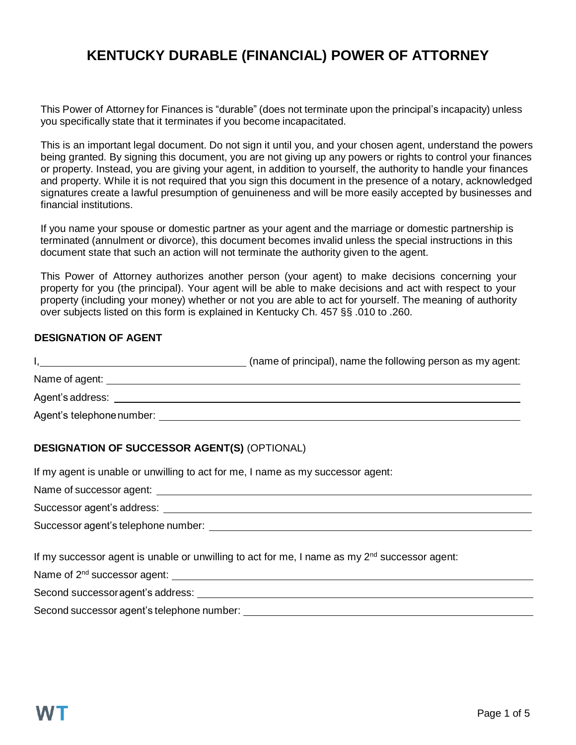# KENTUCKY DURABLE (FINANCIAL) POWER OF ATTORNEY

This Power of Attorney for Finances is "durable" (does not terminate upon the principal's incapacity) unless you specifically state that it terminates if you become incapacitated.

This is an important legal document. Do not sign it until you, and your chosen agent, understand the powers being granted. By signing this document, you are not giving up any powers or rights to control your finances or property. Instead, you are giving your agent, in addition to yourself, the authority to handle your finances and property. While it is not required that you sign this document in the presence of a notary, acknowledged signatures create a lawful presumption of genuineness and will be more easily accepted by businesses and financial institutions.

If you name your spouse or domestic partner as your agent and the marriage or domestic partnership is terminated (annulment or divorce), this document becomes invalid unless the special instructions in this document state that such an action will not terminate the authority given to the agent.

This Power of Attorney authorizes another person (your agent) to make decisions concerning your property for you (the principal). Your agent will be able to make decisions and act with respect to your property (including your money) whether or not you are able to act for yourself. The meaning of authority over subjects listed on this form is explained in Kentucky Ch. 457 §§ .010 to .260.

### DESIGNATION OF AGENT

I, ______________________________ (name of principal), name the following person as my agent:

Name of agent: ______________________________

Agent's address: ______________________________

Agent's telephone number: ______________________________

### DESIGNATION OF SUCCESSOR AGENT(S) (OPTIONAL)

If my agent is unable or unwilling to act for me, I name as my successor agent:

Name of successor agent: ______________________________

Successor agent's address: ______________________________

Successor agent's telephone number: ______________________________

If my successor agent is unable or unwilling to act for me, I name as my 2nd successor agent:

Name of 2nd successor agent: ______________________________

Second successor agent's address: ______________________________

Second successor agent's telephone number: ______________________________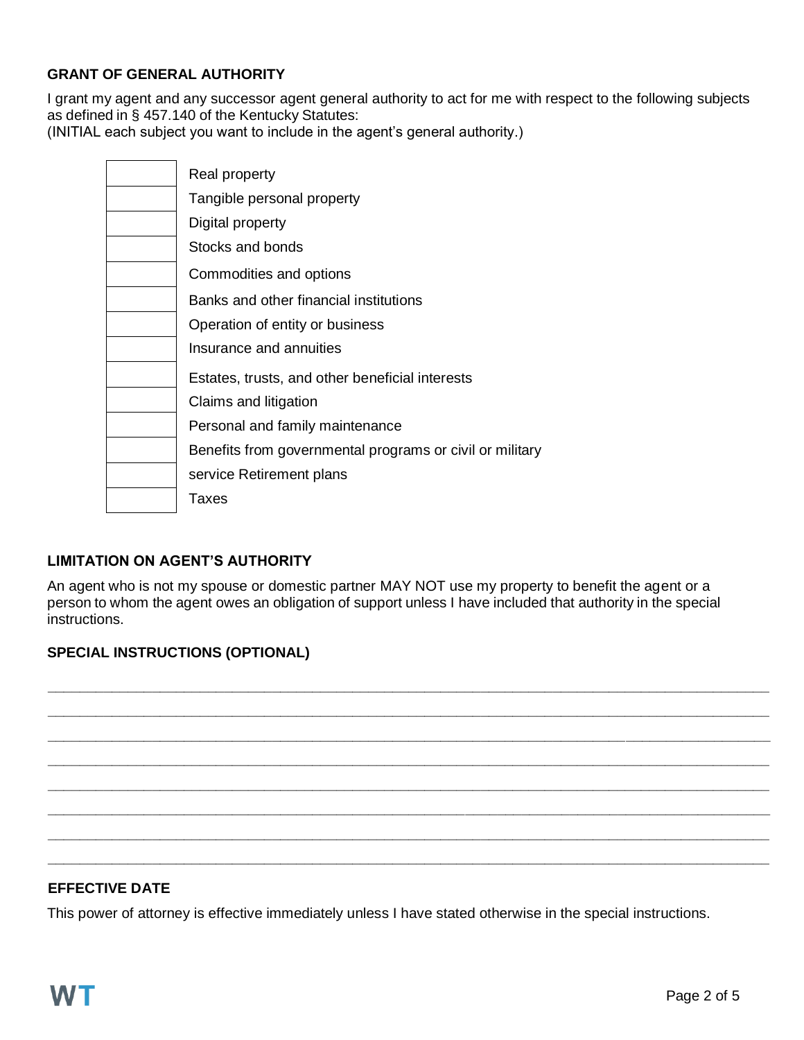### GRANT OF GENERAL AUTHORITY

I grant my agent and any successor agent general authority to act for me with respect to the following subjects as defined in § 457.140 of the Kentucky Statutes:
(INITIAL each subject you want to include in the agent's general authority.)

| | |
|---|---|
| | Real property |
| | Tangible personal property |
| | Digital property |
| | Stocks and bonds |
| | Commodities and options |
| | Banks and other financial institutions |
| | Operation of entity or business |
| | Insurance and annuities |
| | Estates, trusts, and other beneficial interests |
| | Claims and litigation |
| | Personal and family maintenance |
| | Benefits from governmental programs or civil or military |
| | service Retirement plans |
| | Taxes |

### LIMITATION ON AGENT'S AUTHORITY

An agent who is not my spouse or domestic partner MAY NOT use my property to benefit the agent or a person to whom the agent owes an obligation of support unless I have included that authority in the special instructions.

### SPECIAL INSTRUCTIONS (OPTIONAL)

______________________________________________________________________________________

______________________________________________________________________________________

______________________________________________________________________________________

______________________________________________________________________________________

______________________________________________________________________________________

______________________________________________________________________________________

______________________________________________________________________________________

______________________________________________________________________________________

### EFFECTIVE DATE

This power of attorney is effective immediately unless I have stated otherwise in the special instructions.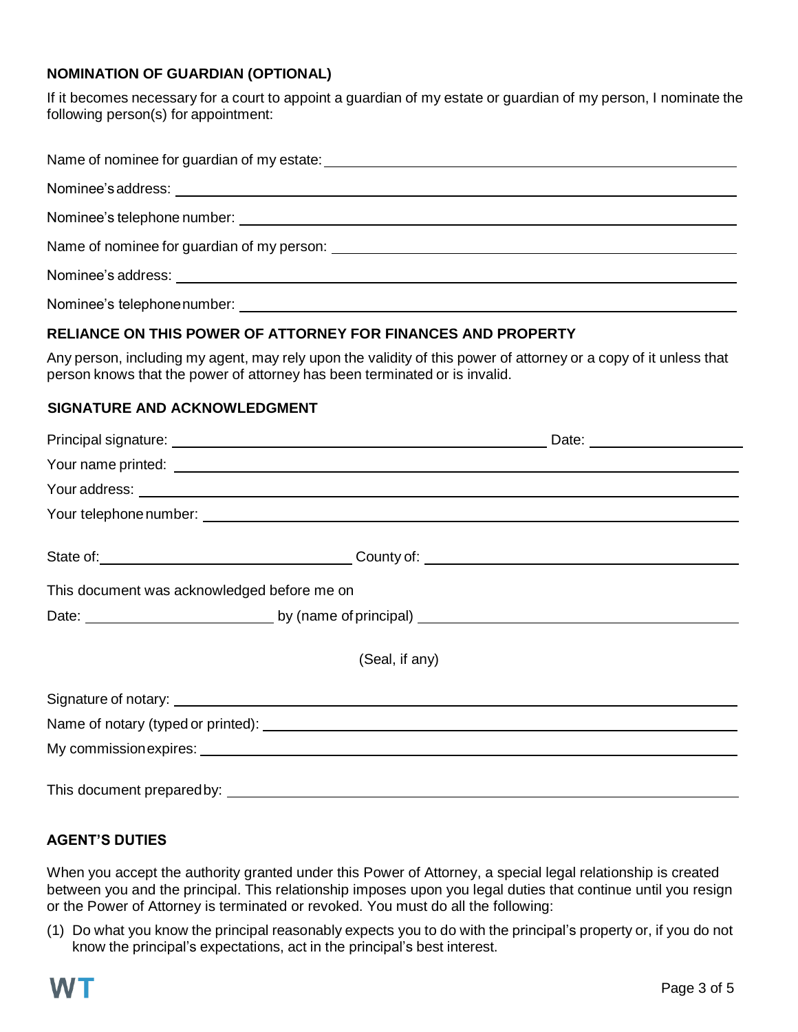## NOMINATION OF GUARDIAN (OPTIONAL)

If it becomes necessary for a court to appoint a guardian of my estate or guardian of my person, I nominate the following person(s) for appointment:

Name of nominee for guardian of my estate: \_\_\_\_\_\_\_\_\_\_\_\_\_\_\_\_\_\_\_\_\_\_\_\_\_\_\_\_\_\_\_\_\_\_\_\_\_\_\_\_

Nominee's address: \_\_\_\_\_\_\_\_\_\_\_\_\_\_\_\_\_\_\_\_\_\_\_\_\_\_\_\_\_\_\_\_\_\_\_\_\_\_\_\_\_\_\_\_\_\_\_\_\_\_\_\_\_\_

Nominee's telephone number: \_\_\_\_\_\_\_\_\_\_\_\_\_\_\_\_\_\_\_\_\_\_\_\_\_\_\_\_\_\_\_\_\_\_\_\_\_\_\_\_\_\_\_\_\_\_\_

Name of nominee for guardian of my person: \_\_\_\_\_\_\_\_\_\_\_\_\_\_\_\_\_\_\_\_\_\_\_\_\_\_\_\_\_\_\_\_\_\_\_\_\_\_

Nominee's address: \_\_\_\_\_\_\_\_\_\_\_\_\_\_\_\_\_\_\_\_\_\_\_\_\_\_\_\_\_\_\_\_\_\_\_\_\_\_\_\_\_\_\_\_\_\_\_\_\_\_\_\_\_\_

Nominee's telephone number: \_\_\_\_\_\_\_\_\_\_\_\_\_\_\_\_\_\_\_\_\_\_\_\_\_\_\_\_\_\_\_\_\_\_\_\_\_\_\_\_\_\_\_\_\_\_\_

## RELIANCE ON THIS POWER OF ATTORNEY FOR FINANCES AND PROPERTY

Any person, including my agent, may rely upon the validity of this power of attorney or a copy of it unless that person knows that the power of attorney has been terminated or is invalid.

## SIGNATURE AND ACKNOWLEDGMENT

Principal signature: \_\_\_\_\_\_\_\_\_\_\_\_\_\_\_\_\_\_\_\_\_\_\_\_\_\_\_\_\_\_\_\_\_\_\_\_\_\_\_\_ Date: \_\_\_\_\_\_\_\_\_\_\_\_\_\_\_\_

Your name printed: \_\_\_\_\_\_\_\_\_\_\_\_\_\_\_\_\_\_\_\_\_\_\_\_\_\_\_\_\_\_\_\_\_\_\_\_\_\_\_\_\_\_\_\_\_\_\_\_\_\_\_\_\_\_\_

Your address: \_\_\_\_\_\_\_\_\_\_\_\_\_\_\_\_\_\_\_\_\_\_\_\_\_\_\_\_\_\_\_\_\_\_\_\_\_\_\_\_\_\_\_\_\_\_\_\_\_\_\_\_\_\_\_\_\_\_\_

Your telephone number: \_\_\_\_\_\_\_\_\_\_\_\_\_\_\_\_\_\_\_\_\_\_\_\_\_\_\_\_\_\_\_\_\_\_\_\_\_\_\_\_\_\_\_\_\_\_\_\_\_\_\_\_

State of: \_\_\_\_\_\_\_\_\_\_\_\_\_\_\_\_\_\_\_\_\_\_\_\_\_\_\_\_ County of: \_\_\_\_\_\_\_\_\_\_\_\_\_\_\_\_\_\_\_\_\_\_\_\_\_\_\_\_\_\_\_\_\_\_\_\_

This document was acknowledged before me on

Date: \_\_\_\_\_\_\_\_\_\_\_\_\_\_\_\_\_\_\_\_ by (name of principal) \_\_\_\_\_\_\_\_\_\_\_\_\_\_\_\_\_\_\_\_\_\_\_\_\_\_\_\_\_\_\_\_\_\_\_

(Seal, if any)

Signature of notary: \_\_\_\_\_\_\_\_\_\_\_\_\_\_\_\_\_\_\_\_\_\_\_\_\_\_\_\_\_\_\_\_\_\_\_\_\_\_\_\_\_\_\_\_\_\_\_\_\_\_\_\_\_\_\_

Name of notary (typed or printed): \_\_\_\_\_\_\_\_\_\_\_\_\_\_\_\_\_\_\_\_\_\_\_\_\_\_\_\_\_\_\_\_\_\_\_\_\_\_\_\_\_\_\_\_\_

My commission expires: \_\_\_\_\_\_\_\_\_\_\_\_\_\_\_\_\_\_\_\_\_\_\_\_\_\_\_\_\_\_\_\_\_\_\_\_\_\_\_\_\_\_\_\_\_\_\_\_\_\_\_\_\_

This document prepared by: \_\_\_\_\_\_\_\_\_\_\_\_\_\_\_\_\_\_\_\_\_\_\_\_\_\_\_\_\_\_\_\_\_\_\_\_\_\_\_\_\_\_\_\_\_\_\_\_\_\_

## AGENT'S DUTIES

When you accept the authority granted under this Power of Attorney, a special legal relationship is created between you and the principal. This relationship imposes upon you legal duties that continue until you resign or the Power of Attorney is terminated or revoked. You must do all the following:

(1) Do what you know the principal reasonably expects you to do with the principal's property or, if you do not know the principal's expectations, act in the principal's best interest.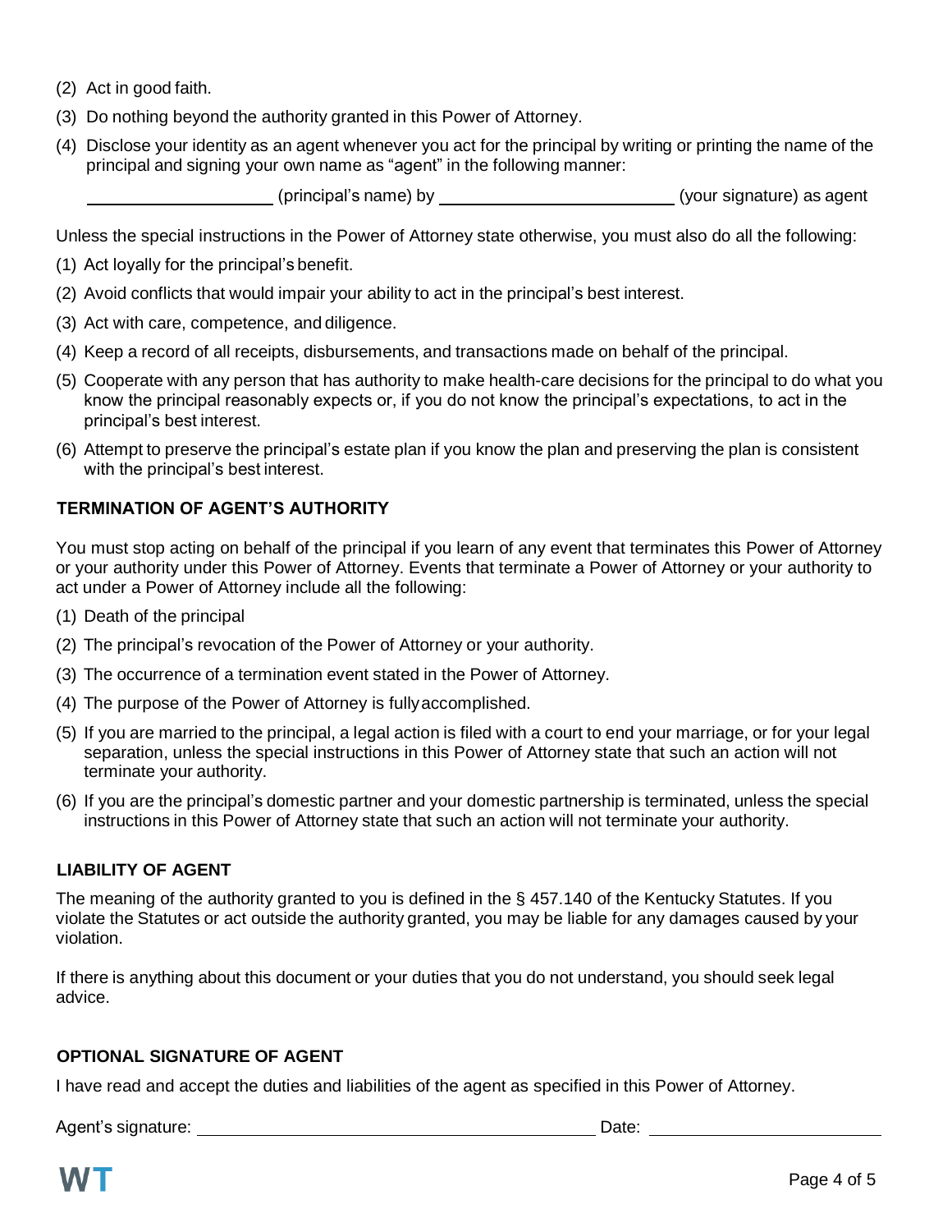(2) Act in good faith.

(3) Do nothing beyond the authority granted in this Power of Attorney.

(4) Disclose your identity as an agent whenever you act for the principal by writing or printing the name of the principal and signing your own name as "agent" in the following manner:

____________________ (principal's name) by _________________________ (your signature) as agent

Unless the special instructions in the Power of Attorney state otherwise, you must also do all the following:

(1) Act loyally for the principal's benefit.

(2) Avoid conflicts that would impair your ability to act in the principal's best interest.

(3) Act with care, competence, and diligence.

(4) Keep a record of all receipts, disbursements, and transactions made on behalf of the principal.

(5) Cooperate with any person that has authority to make health-care decisions for the principal to do what you know the principal reasonably expects or, if you do not know the principal's expectations, to act in the principal's best interest.

(6) Attempt to preserve the principal's estate plan if you know the plan and preserving the plan is consistent with the principal's best interest.

### TERMINATION OF AGENT'S AUTHORITY

You must stop acting on behalf of the principal if you learn of any event that terminates this Power of Attorney or your authority under this Power of Attorney. Events that terminate a Power of Attorney or your authority to act under a Power of Attorney include all the following:

(1) Death of the principal

(2) The principal's revocation of the Power of Attorney or your authority.

(3) The occurrence of a termination event stated in the Power of Attorney.

(4) The purpose of the Power of Attorney is fully accomplished.

(5) If you are married to the principal, a legal action is filed with a court to end your marriage, or for your legal separation, unless the special instructions in this Power of Attorney state that such an action will not terminate your authority.

(6) If you are the principal's domestic partner and your domestic partnership is terminated, unless the special instructions in this Power of Attorney state that such an action will not terminate your authority.

### LIABILITY OF AGENT

The meaning of the authority granted to you is defined in the § 457.140 of the Kentucky Statutes. If you violate the Statutes or act outside the authority granted, you may be liable for any damages caused by your violation.

If there is anything about this document or your duties that you do not understand, you should seek legal advice.

### OPTIONAL SIGNATURE OF AGENT

I have read and accept the duties and liabilities of the agent as specified in this Power of Attorney.

Agent's signature: ____________________________________________ Date: ________________________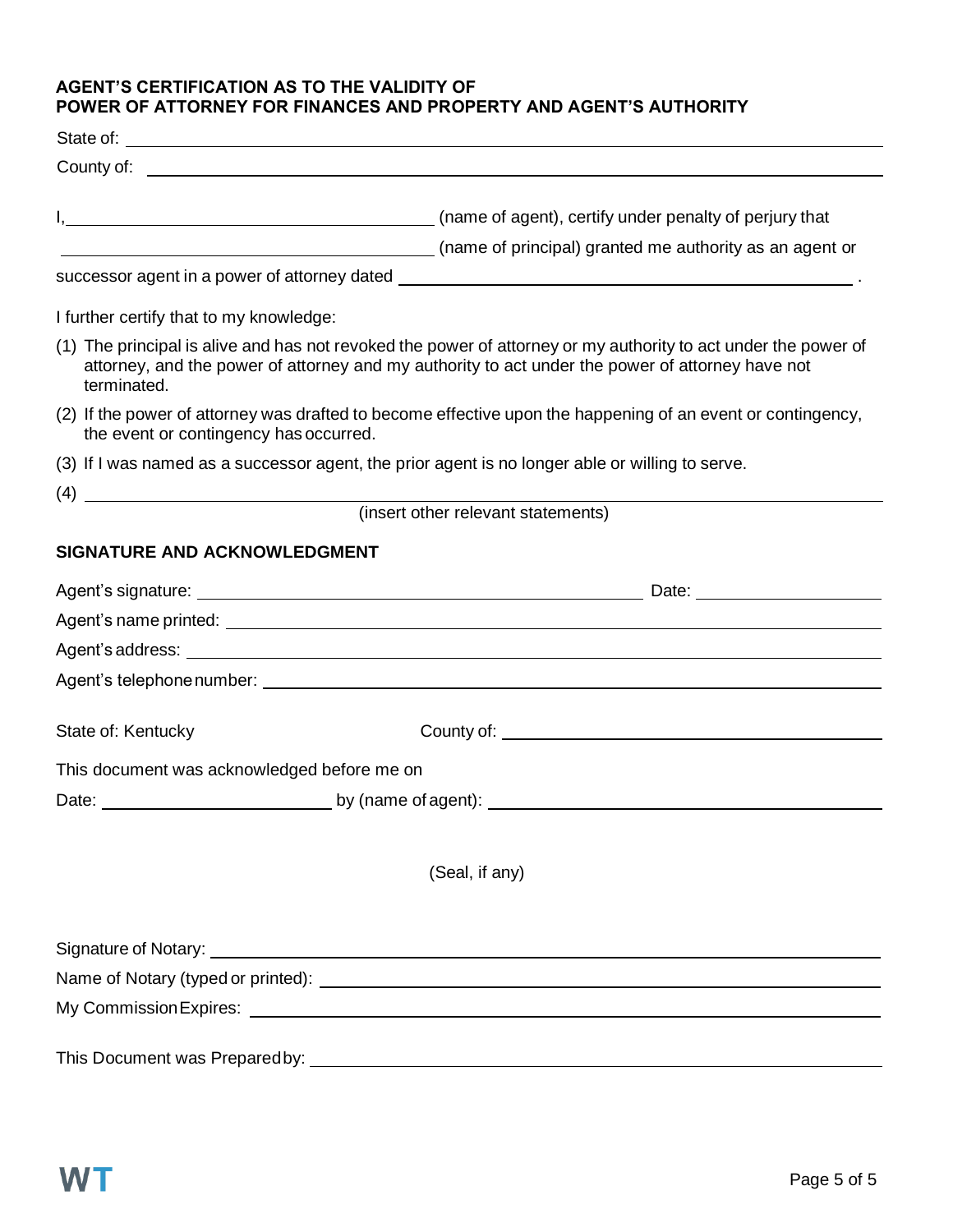### AGENT'S CERTIFICATION AS TO THE VALIDITY OF POWER OF ATTORNEY FOR FINANCES AND PROPERTY AND AGENT'S AUTHORITY

State of: ______________________________

County of: ______________________________

I, ______________________________ (name of agent), certify under penalty of perjury that ______________________________ (name of principal) granted me authority as an agent or successor agent in a power of attorney dated ______________________________ .

I further certify that to my knowledge:

(1) The principal is alive and has not revoked the power of attorney or my authority to act under the power of attorney, and the power of attorney and my authority to act under the power of attorney have not terminated.

(2) If the power of attorney was drafted to become effective upon the happening of an event or contingency, the event or contingency has occurred.

(3) If I was named as a successor agent, the prior agent is no longer able or willing to serve.

(4) ______________________________
(insert other relevant statements)

### SIGNATURE AND ACKNOWLEDGMENT

Agent's signature: ______________________________ Date: ______________

Agent's name printed: ______________________________

Agent's address: ______________________________

Agent's telephone number: ______________________________

State of: Kentucky County of: ______________________________

This document was acknowledged before me on

Date: ______________ by (name of agent): ______________________________

(Seal, if any)

Signature of Notary: ______________________________

Name of Notary (typed or printed): ______________________________

My Commission Expires: ______________________________

This Document was Prepared by: ______________________________